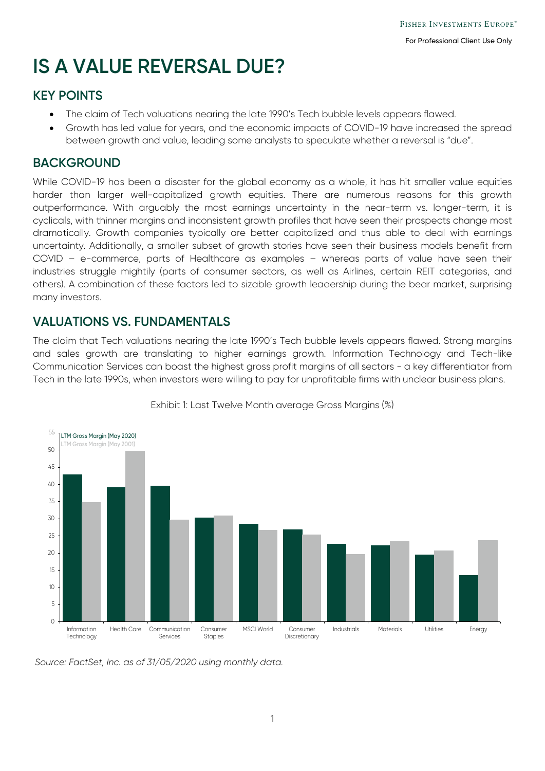# IS A VALUE REVERSAL DUE?

## KEY POINTS

- The claim of Tech valuations nearing the late 1990's Tech bubble levels appears flawed.
- Growth has led value for years, and the economic impacts of COVID-19 have increased the spread between growth and value, leading some analysts to speculate whether a reversal is "due".

## BACKGROUND

While COVID-19 has been a disaster for the global economy as a whole, it has hit smaller value equities harder than larger well-capitalized growth equities. There are numerous reasons for this growth outperformance. With arguably the most earnings uncertainty in the near-term vs. longer-term, it is cyclicals, with thinner margins and inconsistent growth profiles that have seen their prospects change most dramatically. Growth companies typically are better capitalized and thus able to deal with earnings uncertainty. Additionally, a smaller subset of growth stories have seen their business models benefit from COVID – e-commerce, parts of Healthcare as examples – whereas parts of value have seen their industries struggle mightily (parts of consumer sectors, as well as Airlines, certain REIT categories, and others). A combination of these factors led to sizable growth leadership during the bear market, surprising many investors.

## VALUATIONS VS. FUNDAMENTALS

The claim that Tech valuations nearing the late 1990's Tech bubble levels appears flawed. Strong margins and sales growth are translating to higher earnings growth. Information Technology and Tech-like Communication Services can boast the highest gross profit margins of all sectors - a key differentiator from Tech in the late 1990s, when investors were willing to pay for unprofitable firms with unclear business plans.

Exhibit 1: Last Twelve Month average Gross Margins (%)

| Sector | LTM Gross Margin (May 2020) | LTM Gross Margin (May 2001) |
|---|---|---|
| Information Technology | 43 | 35 |
| Health Care | 39 | 50 |
| Communication Services | 40 | 30 |
| Consumer Staples | 30 | 31 |
| MSCI World | 28.5 | 27 |
| Consumer Discretionary | 27 | 25 |
| Industrials | 23 | 20 |
| Materials | 22 | 23.5 |
| Utilities | 19.5 | 21 |
| Energy | 13.5 | 24 |

*Source: FactSet, Inc. as of 31/05/2020 using monthly data.*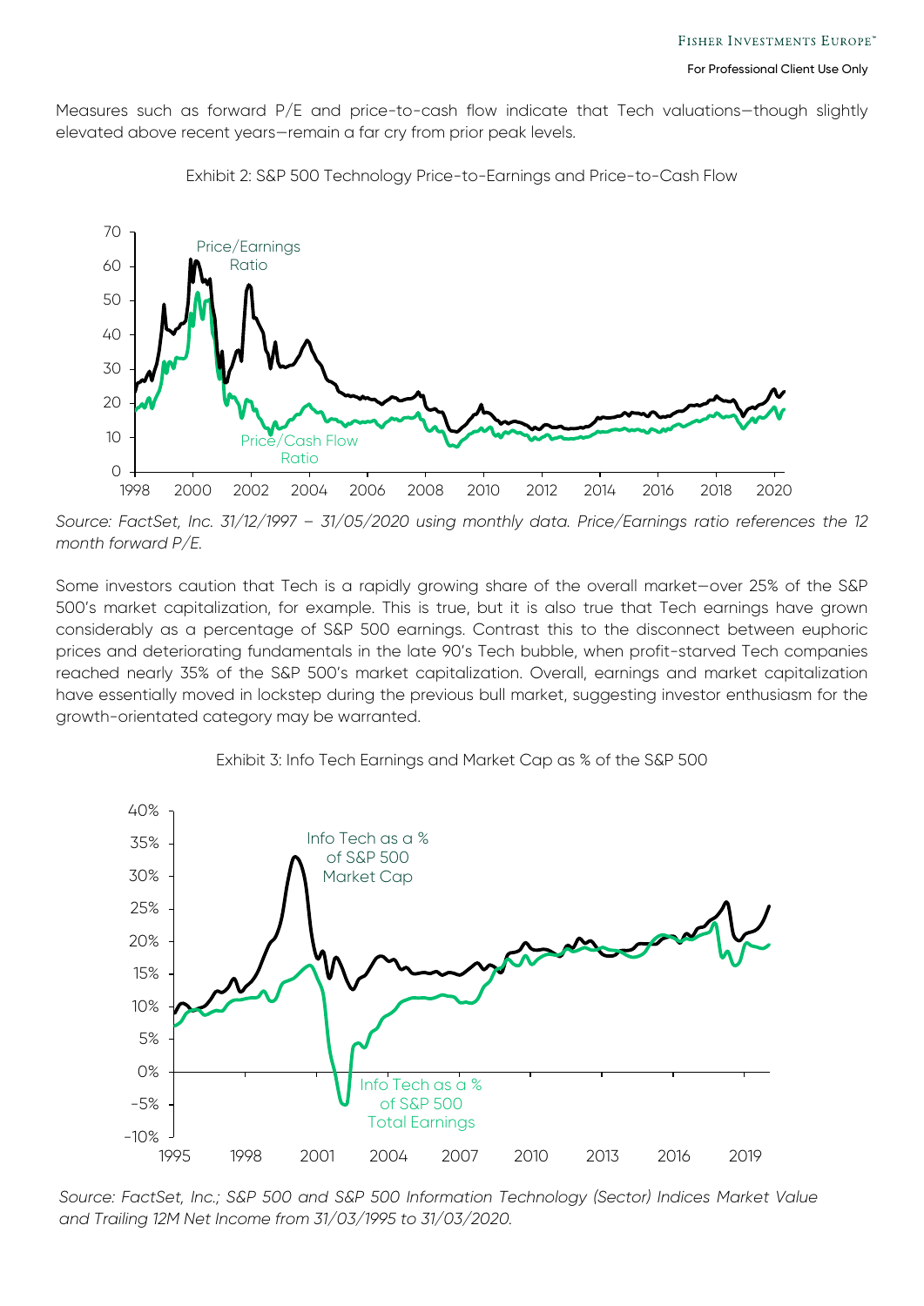Measures such as forward P/E and price-to-cash flow indicate that Tech valuations—though slightly elevated above recent years—remain a far cry from prior peak levels.

Exhibit 2: S&P 500 Technology Price-to-Earnings and Price-to-Cash Flow

*Source: FactSet, Inc. 31/12/1997 – 31/05/2020 using monthly data. Price/Earnings ratio references the 12 month forward P/E.*

Some investors caution that Tech is a rapidly growing share of the overall market—over 25% of the S&P 500's market capitalization, for example. This is true, but it is also true that Tech earnings have grown considerably as a percentage of S&P 500 earnings. Contrast this to the disconnect between euphoric prices and deteriorating fundamentals in the late 90's Tech bubble, when profit-starved Tech companies reached nearly 35% of the S&P 500's market capitalization. Overall, earnings and market capitalization have essentially moved in lockstep during the previous bull market, suggesting investor enthusiasm for the growth-orientated category may be warranted.

Exhibit 3: Info Tech Earnings and Market Cap as % of the S&P 500

*Source: FactSet, Inc.; S&P 500 and S&P 500 Information Technology (Sector) Indices Market Value and Trailing 12M Net Income from 31/03/1995 to 31/03/2020.*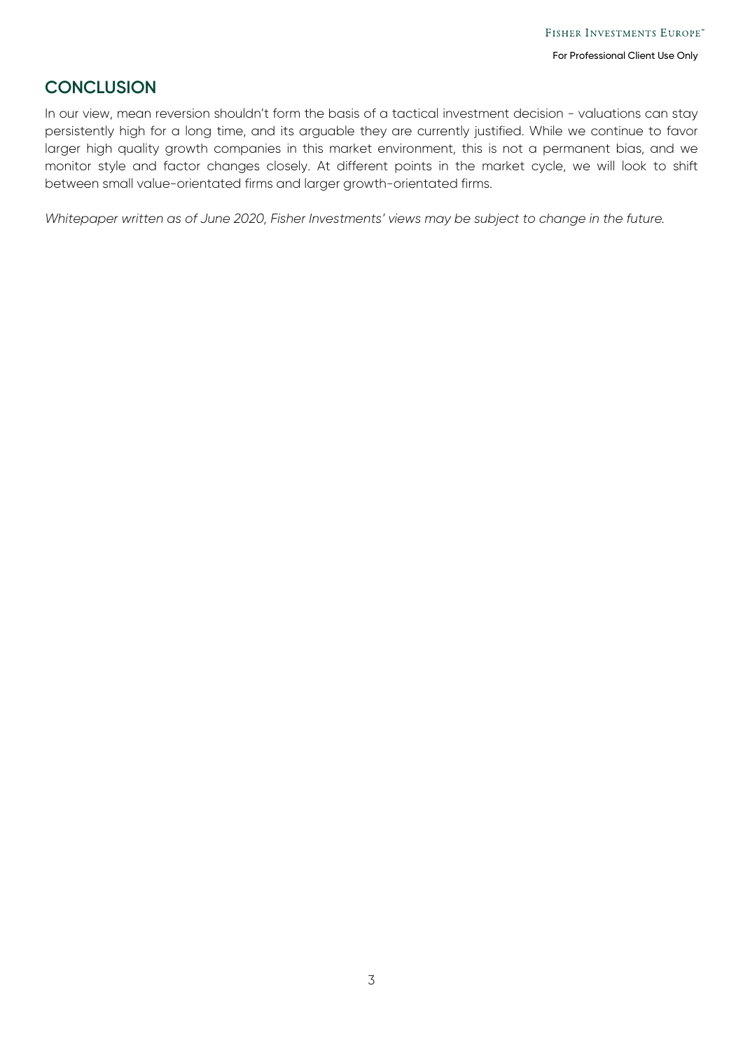## CONCLUSION

In our view, mean reversion shouldn't form the basis of a tactical investment decision - valuations can stay persistently high for a long time, and its arguable they are currently justified. While we continue to favor larger high quality growth companies in this market environment, this is not a permanent bias, and we monitor style and factor changes closely. At different points in the market cycle, we will look to shift between small value-orientated firms and larger growth-orientated firms.

*Whitepaper written as of June 2020, Fisher Investments' views may be subject to change in the future.*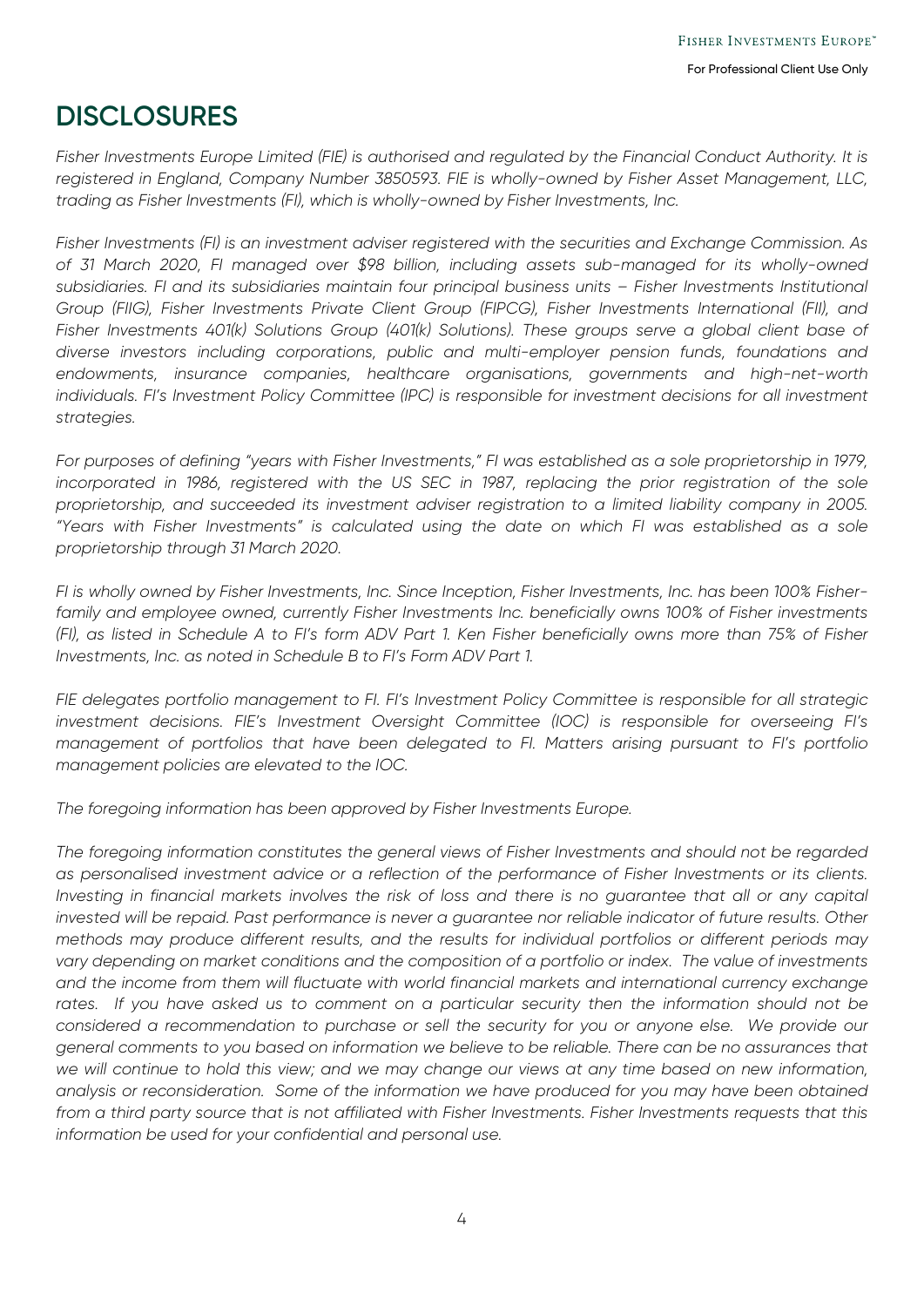# DISCLOSURES

*Fisher Investments Europe Limited (FIE) is authorised and regulated by the Financial Conduct Authority. It is registered in England, Company Number 3850593. FIE is wholly-owned by Fisher Asset Management, LLC, trading as Fisher Investments (FI), which is wholly-owned by Fisher Investments, Inc.*

*Fisher Investments (FI) is an investment adviser registered with the securities and Exchange Commission. As of 31 March 2020, FI managed over $98 billion, including assets sub-managed for its wholly-owned subsidiaries. FI and its subsidiaries maintain four principal business units – Fisher Investments Institutional Group (FIIG), Fisher Investments Private Client Group (FIPCG), Fisher Investments International (FII), and Fisher Investments 401(k) Solutions Group (401(k) Solutions). These groups serve a global client base of diverse investors including corporations, public and multi-employer pension funds, foundations and endowments, insurance companies, healthcare organisations, governments and high-net-worth individuals. FI's Investment Policy Committee (IPC) is responsible for investment decisions for all investment strategies.*

*For purposes of defining "years with Fisher Investments," FI was established as a sole proprietorship in 1979, incorporated in 1986, registered with the US SEC in 1987, replacing the prior registration of the sole proprietorship, and succeeded its investment adviser registration to a limited liability company in 2005. "Years with Fisher Investments" is calculated using the date on which FI was established as a sole proprietorship through 31 March 2020.*

*FI is wholly owned by Fisher Investments, Inc. Since Inception, Fisher Investments, Inc. has been 100% Fisher-family and employee owned, currently Fisher Investments Inc. beneficially owns 100% of Fisher investments (FI), as listed in Schedule A to FI's form ADV Part 1. Ken Fisher beneficially owns more than 75% of Fisher Investments, Inc. as noted in Schedule B to FI's Form ADV Part 1.*

*FIE delegates portfolio management to FI. FI's Investment Policy Committee is responsible for all strategic investment decisions. FIE's Investment Oversight Committee (IOC) is responsible for overseeing FI's management of portfolios that have been delegated to FI. Matters arising pursuant to FI's portfolio management policies are elevated to the IOC.*

*The foregoing information has been approved by Fisher Investments Europe.*

*The foregoing information constitutes the general views of Fisher Investments and should not be regarded as personalised investment advice or a reflection of the performance of Fisher Investments or its clients. Investing in financial markets involves the risk of loss and there is no guarantee that all or any capital invested will be repaid. Past performance is never a guarantee nor reliable indicator of future results. Other methods may produce different results, and the results for individual portfolios or different periods may vary depending on market conditions and the composition of a portfolio or index. The value of investments and the income from them will fluctuate with world financial markets and international currency exchange rates. If you have asked us to comment on a particular security then the information should not be considered a recommendation to purchase or sell the security for you or anyone else. We provide our general comments to you based on information we believe to be reliable. There can be no assurances that we will continue to hold this view; and we may change our views at any time based on new information, analysis or reconsideration. Some of the information we have produced for you may have been obtained from a third party source that is not affiliated with Fisher Investments. Fisher Investments requests that this information be used for your confidential and personal use.*